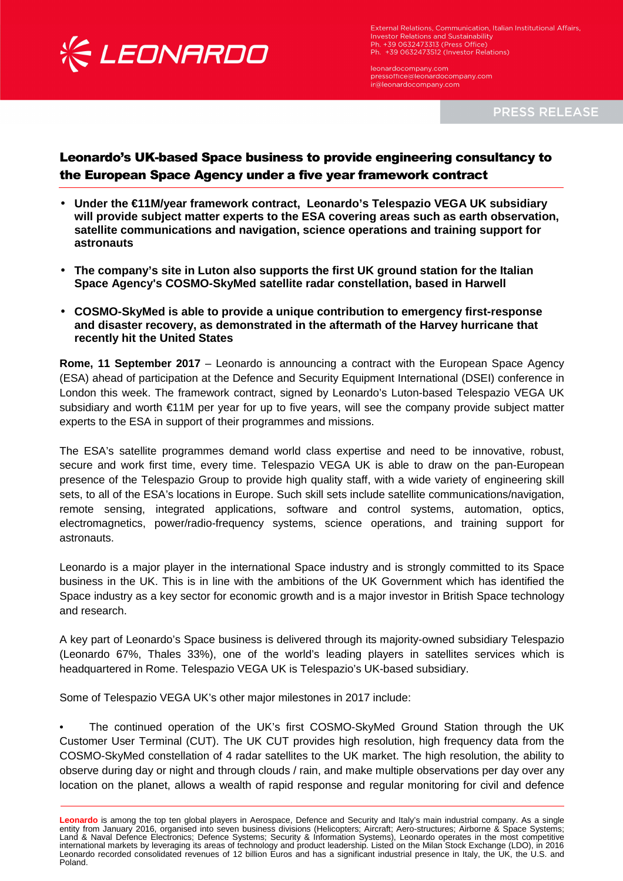External Relations, Communication, Italian Institutional Affairs, Investor Relations and Sustainability
Ph. +39 0632473313 (Press Office)
Ph. +39 0632473512 (Investor Relations)

leonardocompany.com
pressoffice@leonardocompany.com
ir@leonardocompany.com

PRESS RELEASE

# Leonardo's UK-based Space business to provide engineering consultancy to the European Space Agency under a five year framework contract

- **Under the €11M/year framework contract, Leonardo's Telespazio VEGA UK subsidiary will provide subject matter experts to the ESA covering areas such as earth observation, satellite communications and navigation, science operations and training support for astronauts**

- **The company's site in Luton also supports the first UK ground station for the Italian Space Agency's COSMO-SkyMed satellite radar constellation, based in Harwell**

- **COSMO-SkyMed is able to provide a unique contribution to emergency first-response and disaster recovery, as demonstrated in the aftermath of the Harvey hurricane that recently hit the United States**

**Rome, 11 September 2017** – Leonardo is announcing a contract with the European Space Agency (ESA) ahead of participation at the Defence and Security Equipment International (DSEI) conference in London this week. The framework contract, signed by Leonardo's Luton-based Telespazio VEGA UK subsidiary and worth €11M per year for up to five years, will see the company provide subject matter experts to the ESA in support of their programmes and missions.

The ESA's satellite programmes demand world class expertise and need to be innovative, robust, secure and work first time, every time. Telespazio VEGA UK is able to draw on the pan-European presence of the Telespazio Group to provide high quality staff, with a wide variety of engineering skill sets, to all of the ESA's locations in Europe. Such skill sets include satellite communications/navigation, remote sensing, integrated applications, software and control systems, automation, optics, electromagnetics, power/radio-frequency systems, science operations, and training support for astronauts.

Leonardo is a major player in the international Space industry and is strongly committed to its Space business in the UK. This is in line with the ambitions of the UK Government which has identified the Space industry as a key sector for economic growth and is a major investor in British Space technology and research.

A key part of Leonardo's Space business is delivered through its majority-owned subsidiary Telespazio (Leonardo 67%, Thales 33%), one of the world's leading players in satellites services which is headquartered in Rome. Telespazio VEGA UK is Telespazio's UK-based subsidiary.

Some of Telespazio VEGA UK's other major milestones in 2017 include:

- The continued operation of the UK's first COSMO-SkyMed Ground Station through the UK Customer User Terminal (CUT). The UK CUT provides high resolution, high frequency data from the COSMO-SkyMed constellation of 4 radar satellites to the UK market. The high resolution, the ability to observe during day or night and through clouds / rain, and make multiple observations per day over any location on the planet, allows a wealth of rapid response and regular monitoring for civil and defence

**Leonardo** is among the top ten global players in Aerospace, Defence and Security and Italy's main industrial company. As a single entity from January 2016, organised into seven business divisions (Helicopters; Aircraft; Aero-structures; Airborne & Space Systems; Land & Naval Defence Electronics; Defence Systems; Security & Information Systems), Leonardo operates in the most competitive international markets by leveraging its areas of technology and product leadership. Listed on the Milan Stock Exchange (LDO), in 2016 Leonardo recorded consolidated revenues of 12 billion Euros and has a significant industrial presence in Italy, the UK, the U.S. and Poland.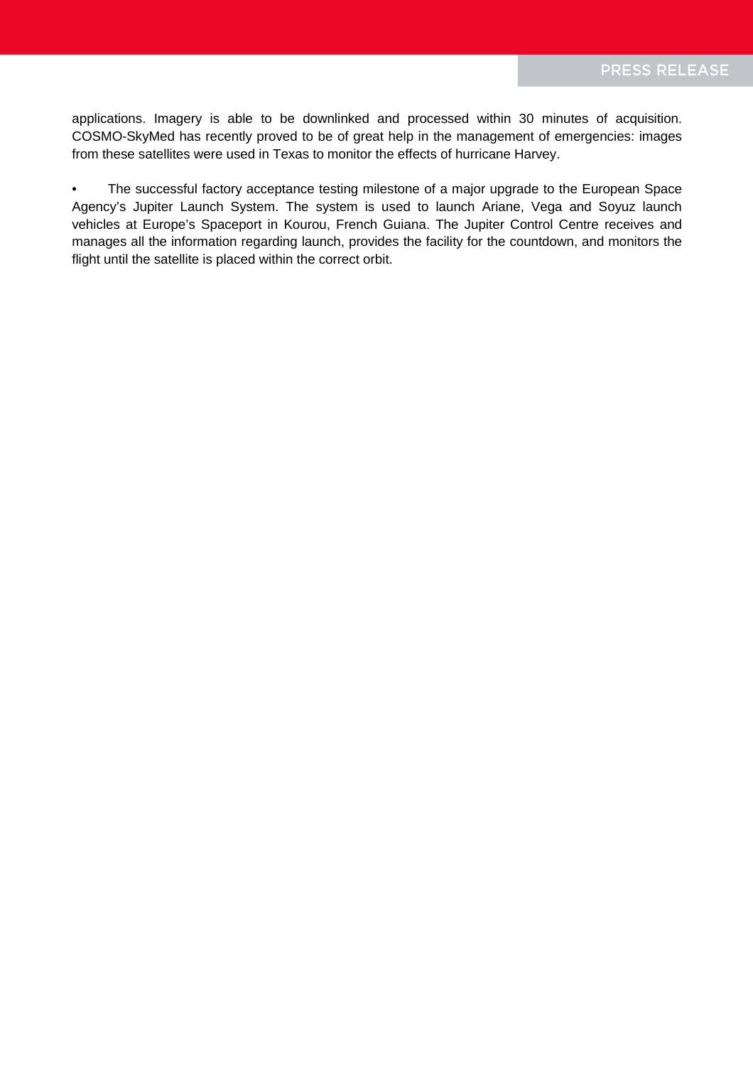applications. Imagery is able to be downlinked and processed within 30 minutes of acquisition. COSMO-SkyMed has recently proved to be of great help in the management of emergencies: images from these satellites were used in Texas to monitor the effects of hurricane Harvey.

- The successful factory acceptance testing milestone of a major upgrade to the European Space Agency's Jupiter Launch System. The system is used to launch Ariane, Vega and Soyuz launch vehicles at Europe's Spaceport in Kourou, French Guiana. The Jupiter Control Centre receives and manages all the information regarding launch, provides the facility for the countdown, and monitors the flight until the satellite is placed within the correct orbit.